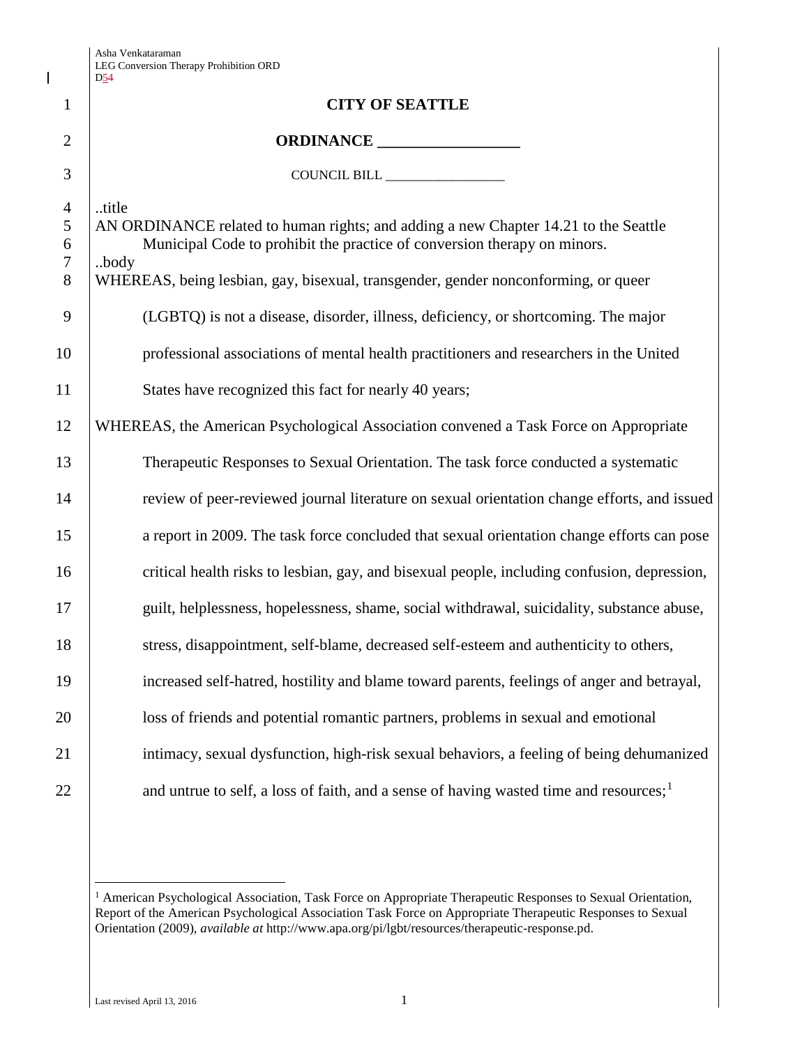# CITY OF SEATTLE

## ORDINANCE __________________

COUNCIL BILL __________________

..title
AN ORDINANCE related to human rights; and adding a new Chapter 14.21 to the Seattle Municipal Code to prohibit the practice of conversion therapy on minors.
..body

WHEREAS, being lesbian, gay, bisexual, transgender, gender nonconforming, or queer (LGBTQ) is not a disease, disorder, illness, deficiency, or shortcoming. The major professional associations of mental health practitioners and researchers in the United States have recognized this fact for nearly 40 years;

WHEREAS, the American Psychological Association convened a Task Force on Appropriate Therapeutic Responses to Sexual Orientation. The task force conducted a systematic review of peer-reviewed journal literature on sexual orientation change efforts, and issued a report in 2009. The task force concluded that sexual orientation change efforts can pose critical health risks to lesbian, gay, and bisexual people, including confusion, depression, guilt, helplessness, hopelessness, shame, social withdrawal, suicidality, substance abuse, stress, disappointment, self-blame, decreased self-esteem and authenticity to others, increased self-hatred, hostility and blame toward parents, feelings of anger and betrayal, loss of friends and potential romantic partners, problems in sexual and emotional intimacy, sexual dysfunction, high-risk sexual behaviors, a feeling of being dehumanized and untrue to self, a loss of faith, and a sense of having wasted time and resources;[1]

---

[1] American Psychological Association, Task Force on Appropriate Therapeutic Responses to Sexual Orientation, Report of the American Psychological Association Task Force on Appropriate Therapeutic Responses to Sexual Orientation (2009), *available at* http://www.apa.org/pi/lgbt/resources/therapeutic-response.pd.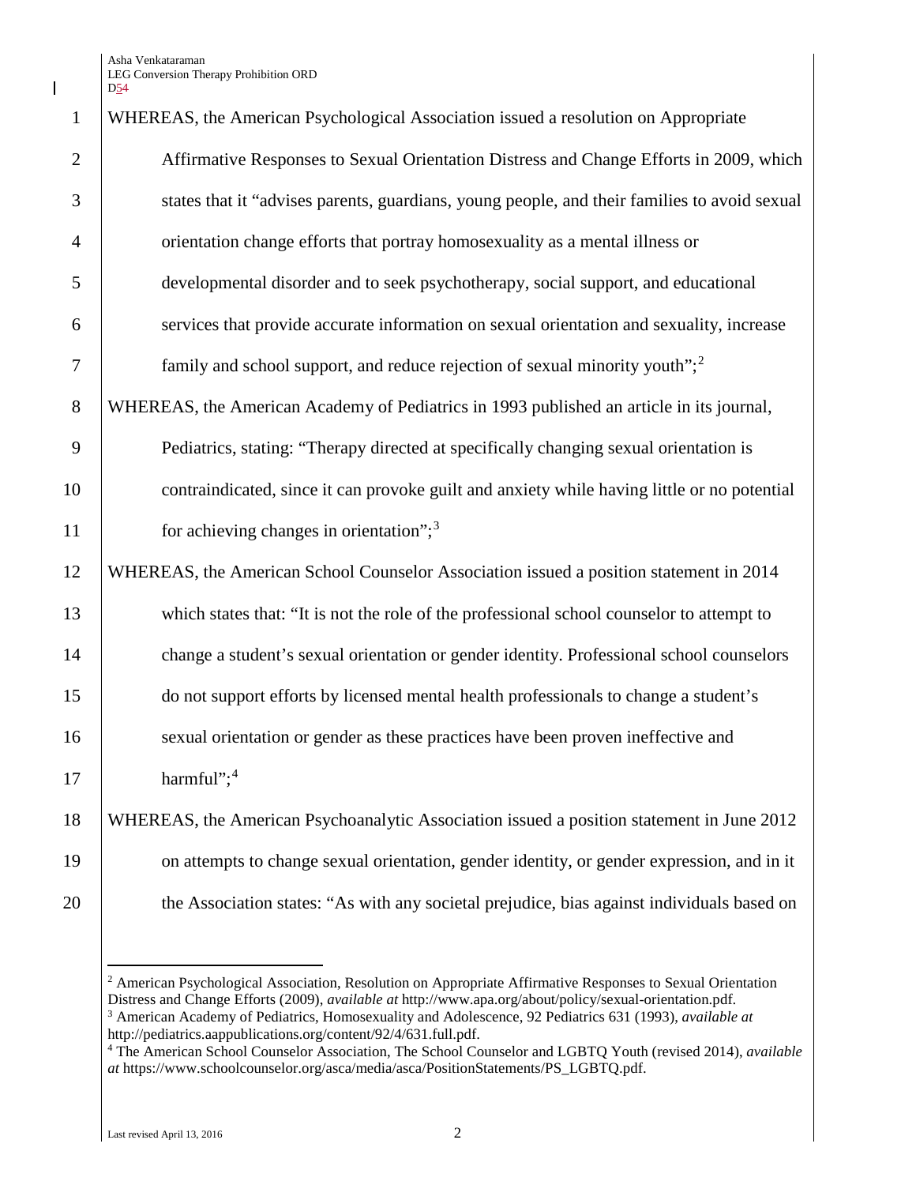WHEREAS, the American Psychological Association issued a resolution on Appropriate Affirmative Responses to Sexual Orientation Distress and Change Efforts in 2009, which states that it "advises parents, guardians, young people, and their families to avoid sexual orientation change efforts that portray homosexuality as a mental illness or developmental disorder and to seek psychotherapy, social support, and educational services that provide accurate information on sexual orientation and sexuality, increase family and school support, and reduce rejection of sexual minority youth";[2]

WHEREAS, the American Academy of Pediatrics in 1993 published an article in its journal, Pediatrics, stating: "Therapy directed at specifically changing sexual orientation is contraindicated, since it can provoke guilt and anxiety while having little or no potential for achieving changes in orientation";[3]

WHEREAS, the American School Counselor Association issued a position statement in 2014 which states that: "It is not the role of the professional school counselor to attempt to change a student's sexual orientation or gender identity. Professional school counselors do not support efforts by licensed mental health professionals to change a student's sexual orientation or gender as these practices have been proven ineffective and harmful";[4]

WHEREAS, the American Psychoanalytic Association issued a position statement in June 2012 on attempts to change sexual orientation, gender identity, or gender expression, and in it the Association states: "As with any societal prejudice, bias against individuals based on

---

[2] American Psychological Association, Resolution on Appropriate Affirmative Responses to Sexual Orientation Distress and Change Efforts (2009), *available at* http://www.apa.org/about/policy/sexual-orientation.pdf.

[3] American Academy of Pediatrics, Homosexuality and Adolescence, 92 Pediatrics 631 (1993), *available at* http://pediatrics.aappublications.org/content/92/4/631.full.pdf.

[4] The American School Counselor Association, The School Counselor and LGBTQ Youth (revised 2014), *available at* https://www.schoolcounselor.org/asca/media/asca/PositionStatements/PS_LGBTQ.pdf.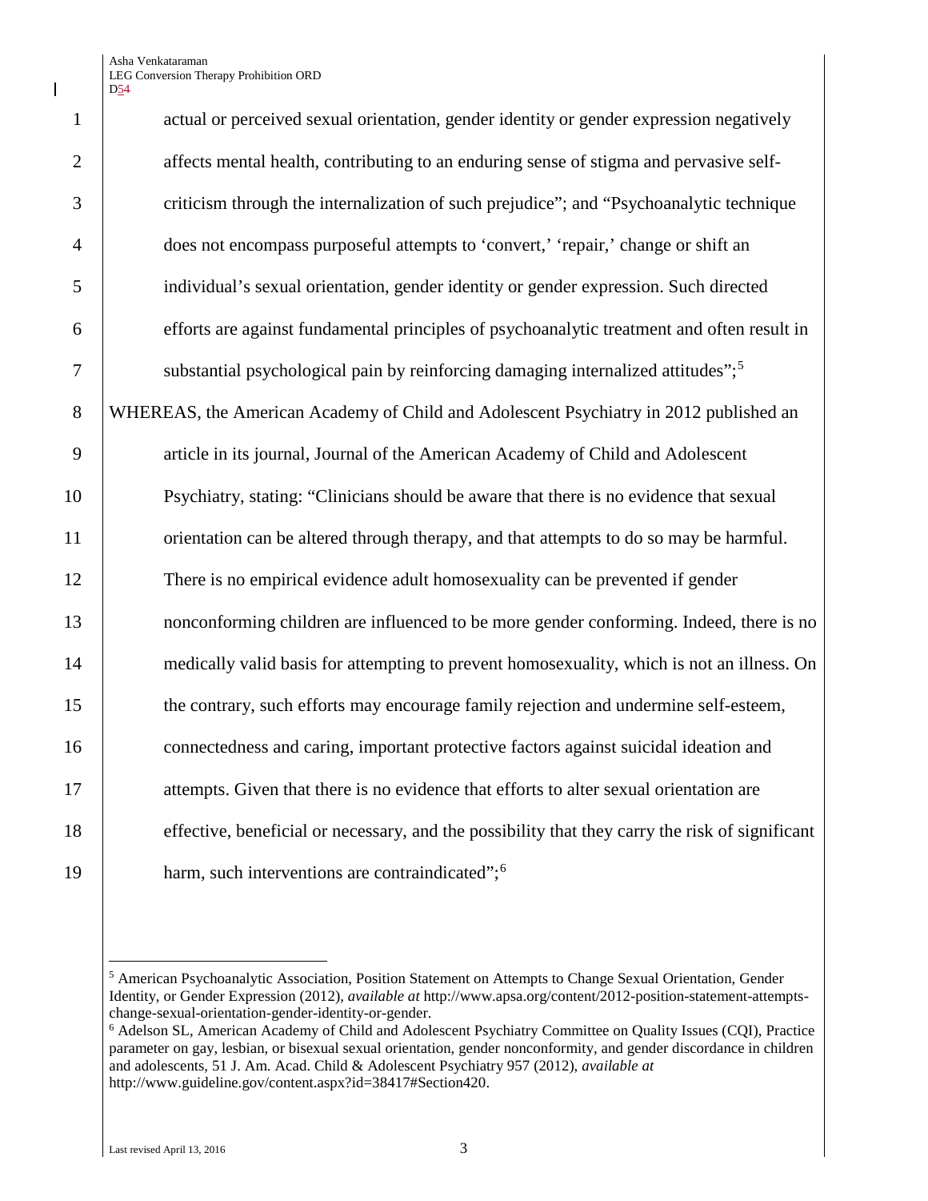actual or perceived sexual orientation, gender identity or gender expression negatively affects mental health, contributing to an enduring sense of stigma and pervasive self-criticism through the internalization of such prejudice"; and "Psychoanalytic technique does not encompass purposeful attempts to 'convert,' 'repair,' change or shift an individual's sexual orientation, gender identity or gender expression. Such directed efforts are against fundamental principles of psychoanalytic treatment and often result in substantial psychological pain by reinforcing damaging internalized attitudes";[5]

WHEREAS, the American Academy of Child and Adolescent Psychiatry in 2012 published an article in its journal, Journal of the American Academy of Child and Adolescent Psychiatry, stating: "Clinicians should be aware that there is no evidence that sexual orientation can be altered through therapy, and that attempts to do so may be harmful. There is no empirical evidence adult homosexuality can be prevented if gender nonconforming children are influenced to be more gender conforming. Indeed, there is no medically valid basis for attempting to prevent homosexuality, which is not an illness. On the contrary, such efforts may encourage family rejection and undermine self-esteem, connectedness and caring, important protective factors against suicidal ideation and attempts. Given that there is no evidence that efforts to alter sexual orientation are effective, beneficial or necessary, and the possibility that they carry the risk of significant harm, such interventions are contraindicated";[6]

---

[5] American Psychoanalytic Association, Position Statement on Attempts to Change Sexual Orientation, Gender Identity, or Gender Expression (2012), *available at* http://www.apsa.org/content/2012-position-statement-attempts-change-sexual-orientation-gender-identity-or-gender.

[6] Adelson SL, American Academy of Child and Adolescent Psychiatry Committee on Quality Issues (CQI), Practice parameter on gay, lesbian, or bisexual sexual orientation, gender nonconformity, and gender discordance in children and adolescents, 51 J. Am. Acad. Child & Adolescent Psychiatry 957 (2012), *available at* http://www.guideline.gov/content.aspx?id=38417#Section420.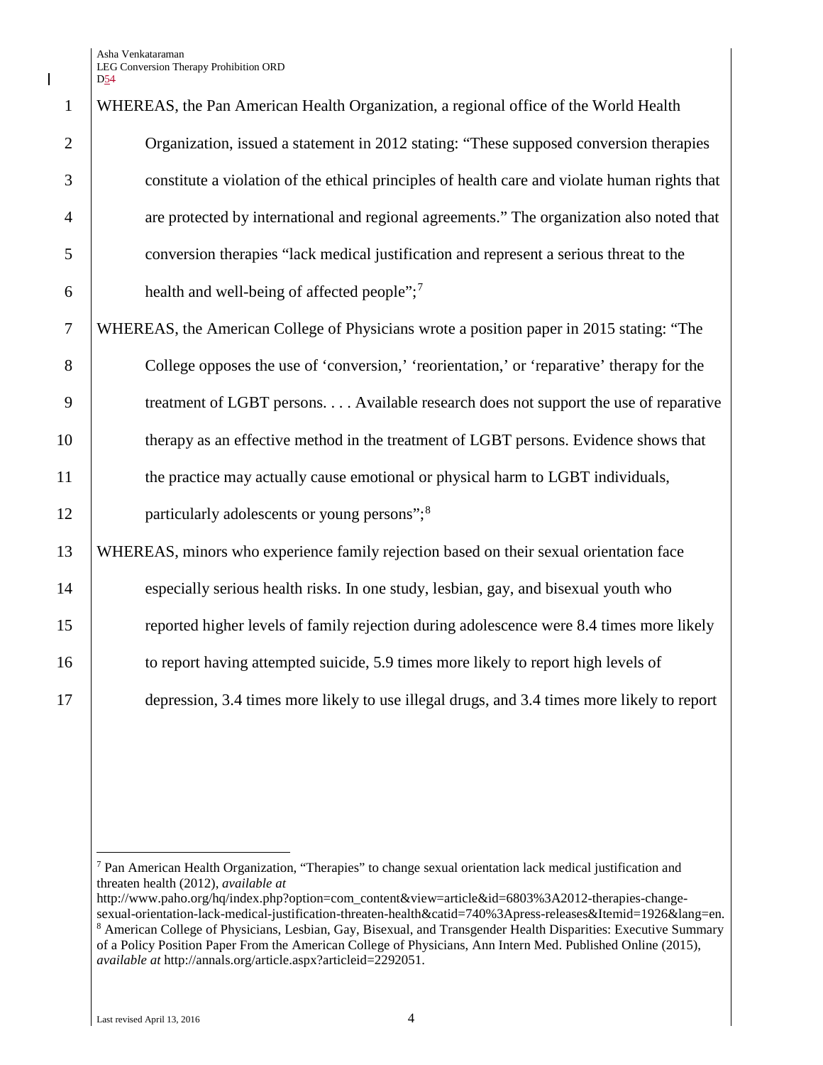WHEREAS, the Pan American Health Organization, a regional office of the World Health Organization, issued a statement in 2012 stating: "These supposed conversion therapies constitute a violation of the ethical principles of health care and violate human rights that are protected by international and regional agreements." The organization also noted that conversion therapies "lack medical justification and represent a serious threat to the health and well-being of affected people";[7]

WHEREAS, the American College of Physicians wrote a position paper in 2015 stating: "The College opposes the use of 'conversion,' 'reorientation,' or 'reparative' therapy for the treatment of LGBT persons. . . . Available research does not support the use of reparative therapy as an effective method in the treatment of LGBT persons. Evidence shows that the practice may actually cause emotional or physical harm to LGBT individuals, particularly adolescents or young persons";[8]

WHEREAS, minors who experience family rejection based on their sexual orientation face especially serious health risks. In one study, lesbian, gay, and bisexual youth who reported higher levels of family rejection during adolescence were 8.4 times more likely to report having attempted suicide, 5.9 times more likely to report high levels of depression, 3.4 times more likely to use illegal drugs, and 3.4 times more likely to report

---

[7] Pan American Health Organization, "Therapies" to change sexual orientation lack medical justification and threaten health (2012), *available at* http://www.paho.org/hq/index.php?option=com_content&view=article&id=6803%3A2012-therapies-change-sexual-orientation-lack-medical-justification-threaten-health&catid=740%3Apress-releases&Itemid=1926&lang=en.

[8] American College of Physicians, Lesbian, Gay, Bisexual, and Transgender Health Disparities: Executive Summary of a Policy Position Paper From the American College of Physicians, Ann Intern Med. Published Online (2015), *available at* http://annals.org/article.aspx?articleid=2292051.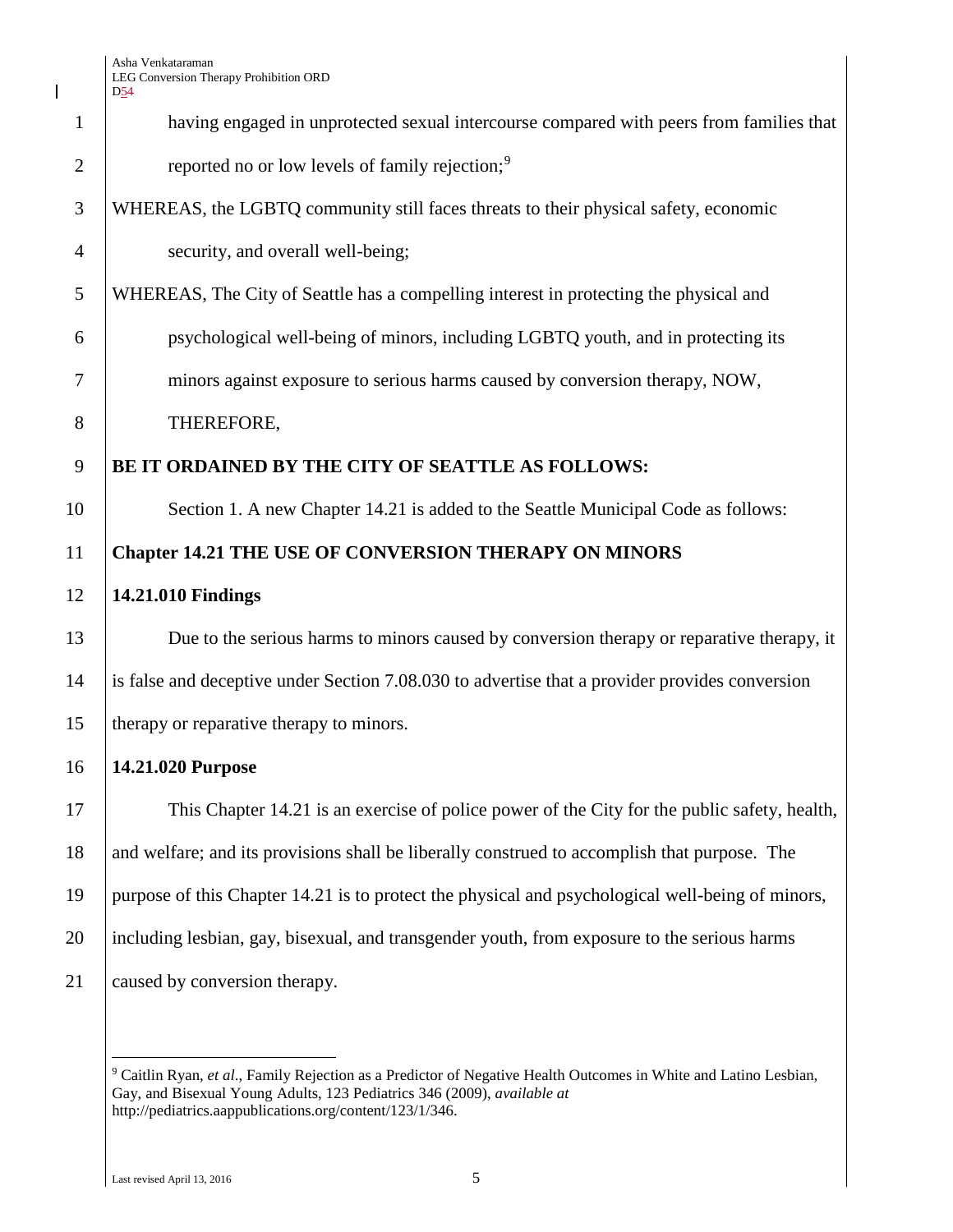having engaged in unprotected sexual intercourse compared with peers from families that reported no or low levels of family rejection;[9]

WHEREAS, the LGBTQ community still faces threats to their physical safety, economic security, and overall well-being;

WHEREAS, The City of Seattle has a compelling interest in protecting the physical and psychological well-being of minors, including LGBTQ youth, and in protecting its minors against exposure to serious harms caused by conversion therapy, NOW, THEREFORE,

**BE IT ORDAINED BY THE CITY OF SEATTLE AS FOLLOWS:**

Section 1. A new Chapter 14.21 is added to the Seattle Municipal Code as follows:

**Chapter 14.21 THE USE OF CONVERSION THERAPY ON MINORS**

**14.21.010 Findings**

Due to the serious harms to minors caused by conversion therapy or reparative therapy, it is false and deceptive under Section 7.08.030 to advertise that a provider provides conversion therapy or reparative therapy to minors.

**14.21.020 Purpose**

This Chapter 14.21 is an exercise of police power of the City for the public safety, health, and welfare; and its provisions shall be liberally construed to accomplish that purpose. The purpose of this Chapter 14.21 is to protect the physical and psychological well-being of minors, including lesbian, gay, bisexual, and transgender youth, from exposure to the serious harms caused by conversion therapy.

---

[9] Caitlin Ryan, *et al*., Family Rejection as a Predictor of Negative Health Outcomes in White and Latino Lesbian, Gay, and Bisexual Young Adults, 123 Pediatrics 346 (2009), *available at* http://pediatrics.aappublications.org/content/123/1/346.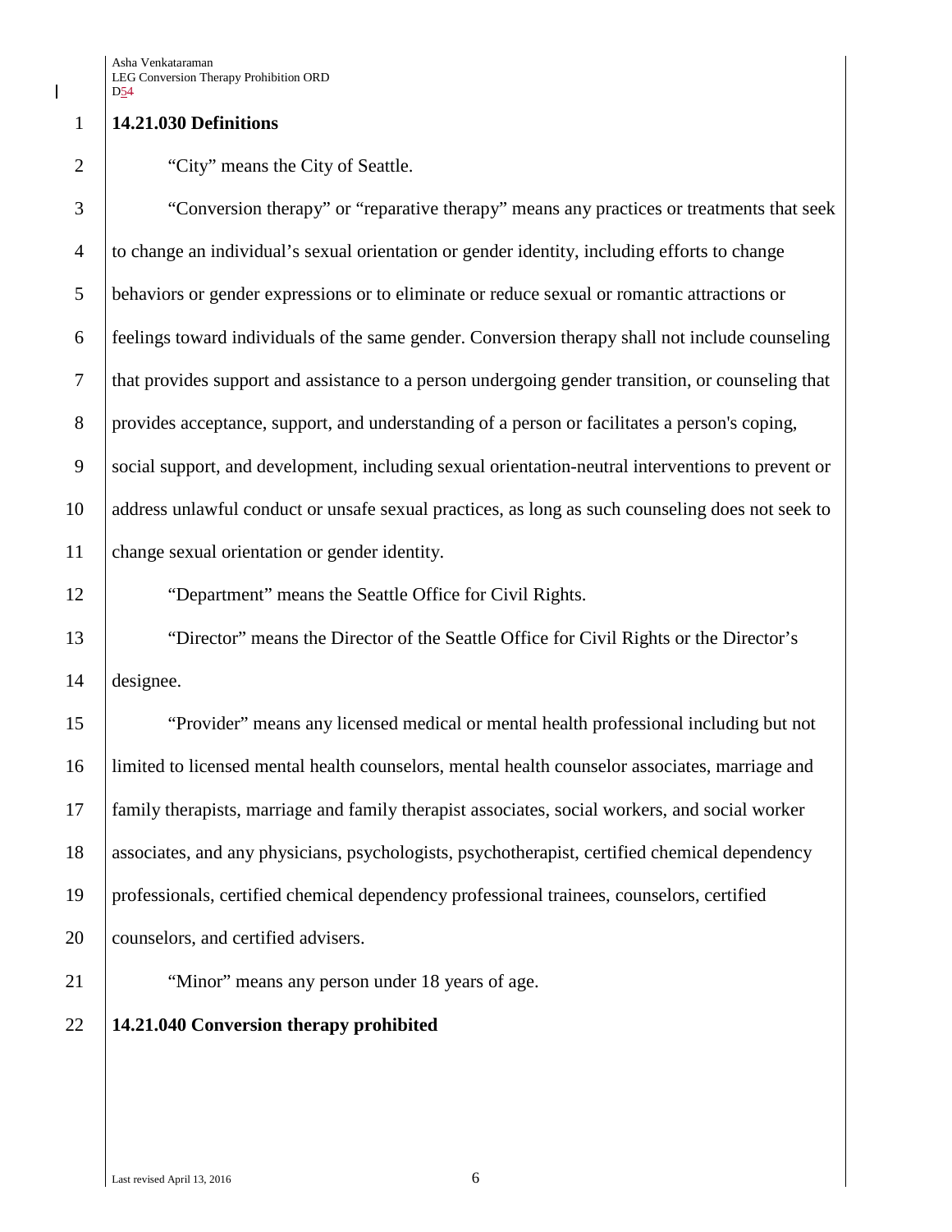**14.21.030 Definitions**

"City" means the City of Seattle.

"Conversion therapy" or "reparative therapy" means any practices or treatments that seek to change an individual's sexual orientation or gender identity, including efforts to change behaviors or gender expressions or to eliminate or reduce sexual or romantic attractions or feelings toward individuals of the same gender. Conversion therapy shall not include counseling that provides support and assistance to a person undergoing gender transition, or counseling that provides acceptance, support, and understanding of a person or facilitates a person's coping, social support, and development, including sexual orientation-neutral interventions to prevent or address unlawful conduct or unsafe sexual practices, as long as such counseling does not seek to change sexual orientation or gender identity.

"Department" means the Seattle Office for Civil Rights.

"Director" means the Director of the Seattle Office for Civil Rights or the Director's designee.

"Provider" means any licensed medical or mental health professional including but not limited to licensed mental health counselors, mental health counselor associates, marriage and family therapists, marriage and family therapist associates, social workers, and social worker associates, and any physicians, psychologists, psychotherapist, certified chemical dependency professionals, certified chemical dependency professional trainees, counselors, certified counselors, and certified advisers.

"Minor" means any person under 18 years of age.

**14.21.040 Conversion therapy prohibited**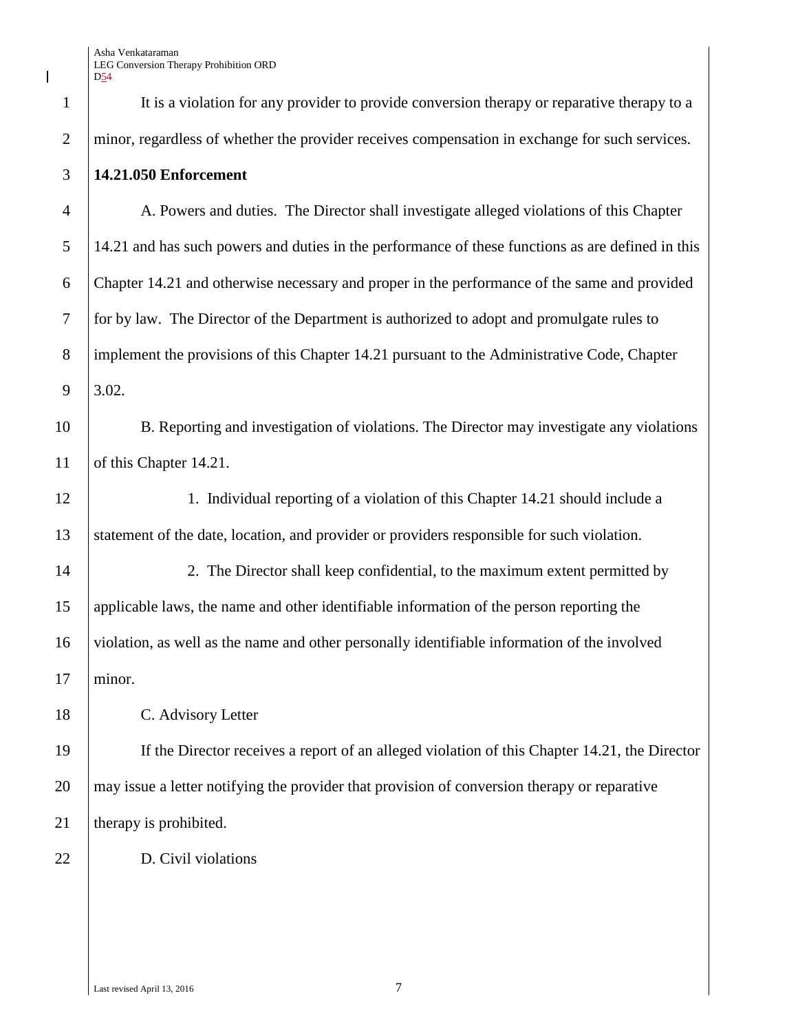It is a violation for any provider to provide conversion therapy or reparative therapy to a minor, regardless of whether the provider receives compensation in exchange for such services.

**14.21.050 Enforcement**

A. Powers and duties. The Director shall investigate alleged violations of this Chapter 14.21 and has such powers and duties in the performance of these functions as are defined in this Chapter 14.21 and otherwise necessary and proper in the performance of the same and provided for by law. The Director of the Department is authorized to adopt and promulgate rules to implement the provisions of this Chapter 14.21 pursuant to the Administrative Code, Chapter 3.02.

B. Reporting and investigation of violations. The Director may investigate any violations of this Chapter 14.21.

1. Individual reporting of a violation of this Chapter 14.21 should include a statement of the date, location, and provider or providers responsible for such violation.

2. The Director shall keep confidential, to the maximum extent permitted by applicable laws, the name and other identifiable information of the person reporting the violation, as well as the name and other personally identifiable information of the involved minor.

C. Advisory Letter

If the Director receives a report of an alleged violation of this Chapter 14.21, the Director may issue a letter notifying the provider that provision of conversion therapy or reparative therapy is prohibited.

D. Civil violations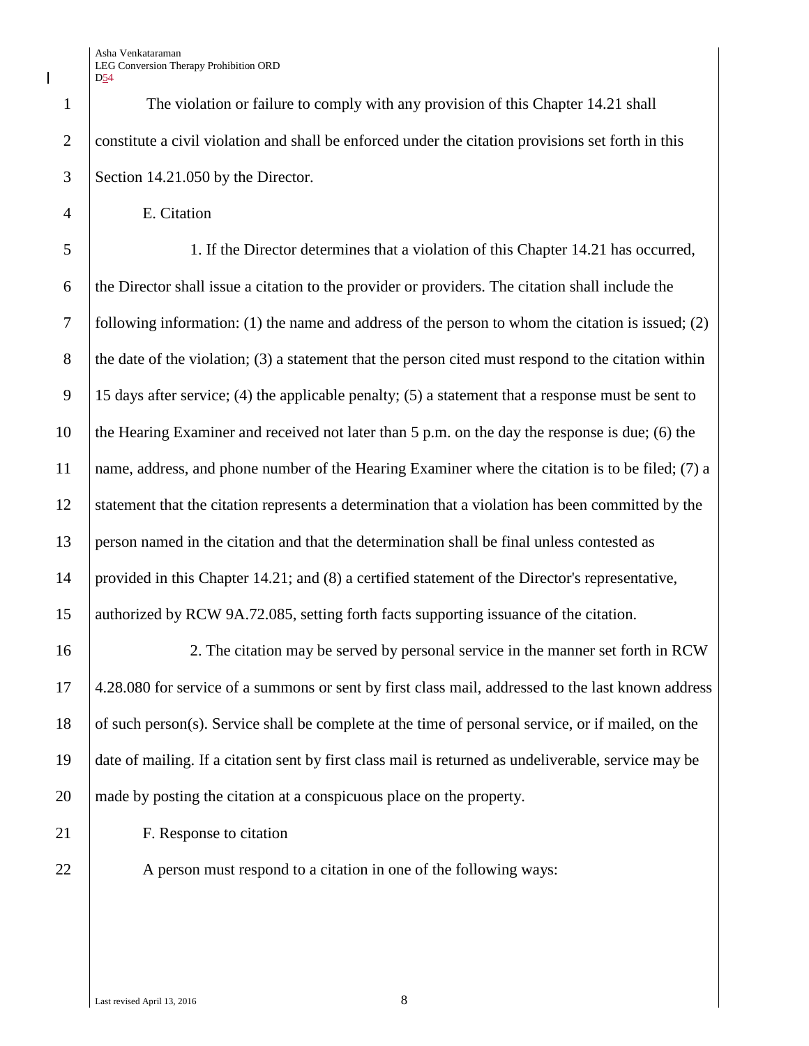The violation or failure to comply with any provision of this Chapter 14.21 shall constitute a civil violation and shall be enforced under the citation provisions set forth in this Section 14.21.050 by the Director.

E. Citation

1. If the Director determines that a violation of this Chapter 14.21 has occurred, the Director shall issue a citation to the provider or providers. The citation shall include the following information: (1) the name and address of the person to whom the citation is issued; (2) the date of the violation; (3) a statement that the person cited must respond to the citation within 15 days after service; (4) the applicable penalty; (5) a statement that a response must be sent to the Hearing Examiner and received not later than 5 p.m. on the day the response is due; (6) the name, address, and phone number of the Hearing Examiner where the citation is to be filed; (7) a statement that the citation represents a determination that a violation has been committed by the person named in the citation and that the determination shall be final unless contested as provided in this Chapter 14.21; and (8) a certified statement of the Director's representative, authorized by RCW 9A.72.085, setting forth facts supporting issuance of the citation.

2. The citation may be served by personal service in the manner set forth in RCW 4.28.080 for service of a summons or sent by first class mail, addressed to the last known address of such person(s). Service shall be complete at the time of personal service, or if mailed, on the date of mailing. If a citation sent by first class mail is returned as undeliverable, service may be made by posting the citation at a conspicuous place on the property.

F. Response to citation

A person must respond to a citation in one of the following ways: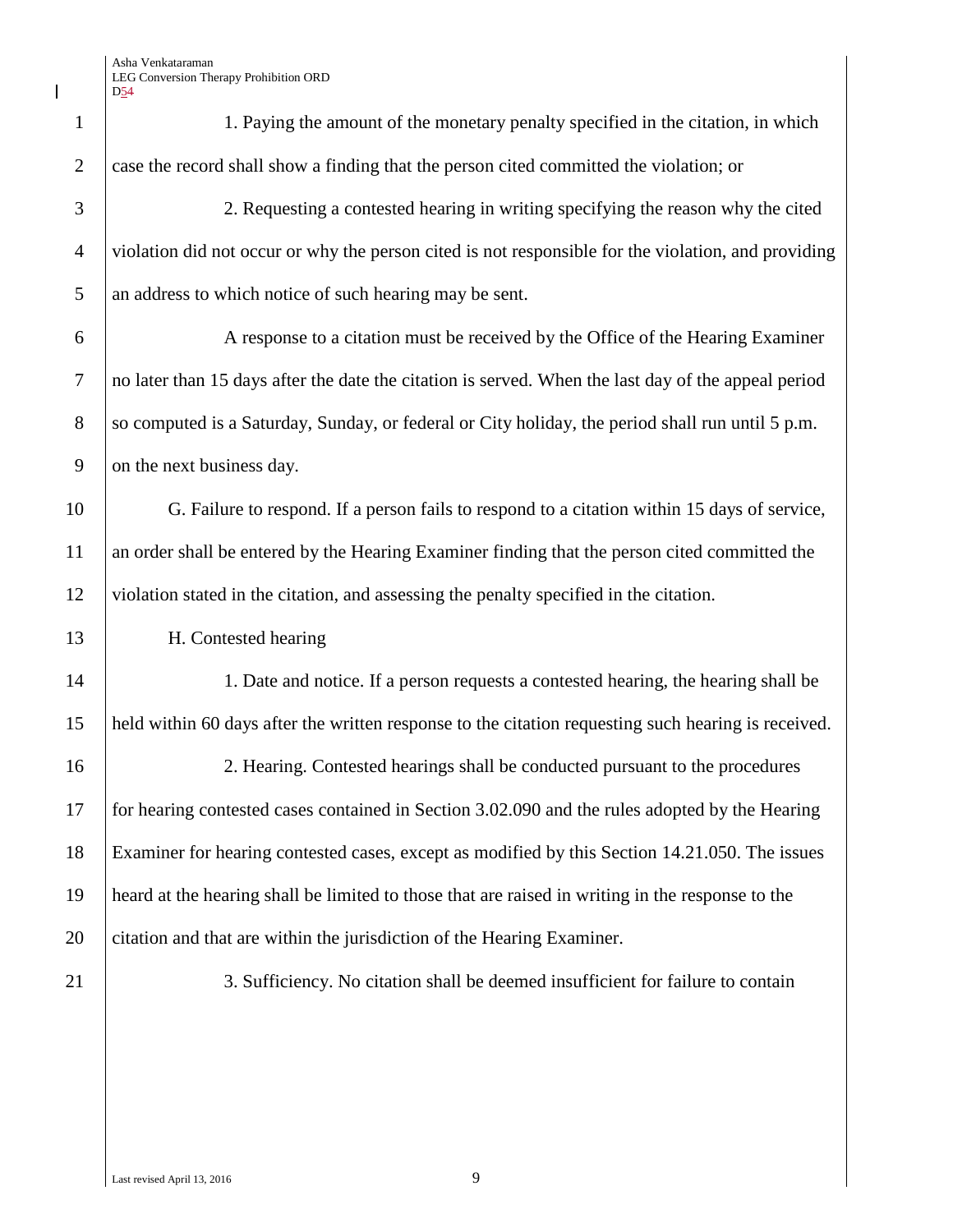1. Paying the amount of the monetary penalty specified in the citation, in which case the record shall show a finding that the person cited committed the violation; or

2. Requesting a contested hearing in writing specifying the reason why the cited violation did not occur or why the person cited is not responsible for the violation, and providing an address to which notice of such hearing may be sent.

A response to a citation must be received by the Office of the Hearing Examiner no later than 15 days after the date the citation is served. When the last day of the appeal period so computed is a Saturday, Sunday, or federal or City holiday, the period shall run until 5 p.m. on the next business day.

G. Failure to respond. If a person fails to respond to a citation within 15 days of service, an order shall be entered by the Hearing Examiner finding that the person cited committed the violation stated in the citation, and assessing the penalty specified in the citation.

H. Contested hearing

1. Date and notice. If a person requests a contested hearing, the hearing shall be held within 60 days after the written response to the citation requesting such hearing is received.

2. Hearing. Contested hearings shall be conducted pursuant to the procedures for hearing contested cases contained in Section 3.02.090 and the rules adopted by the Hearing Examiner for hearing contested cases, except as modified by this Section 14.21.050. The issues heard at the hearing shall be limited to those that are raised in writing in the response to the citation and that are within the jurisdiction of the Hearing Examiner.

3. Sufficiency. No citation shall be deemed insufficient for failure to contain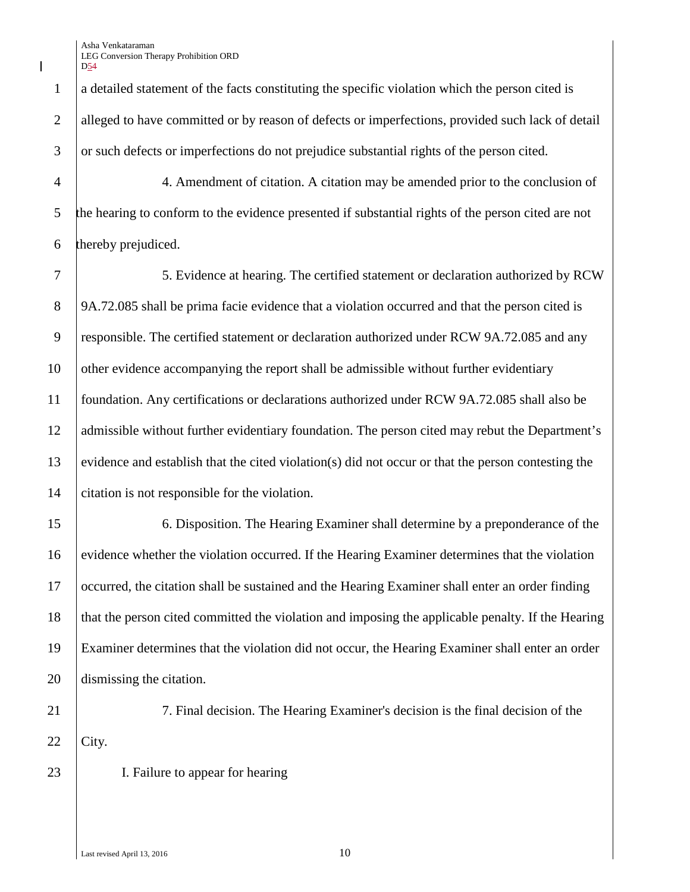a detailed statement of the facts constituting the specific violation which the person cited is alleged to have committed or by reason of defects or imperfections, provided such lack of detail or such defects or imperfections do not prejudice substantial rights of the person cited.

4. Amendment of citation. A citation may be amended prior to the conclusion of the hearing to conform to the evidence presented if substantial rights of the person cited are not thereby prejudiced.

5. Evidence at hearing. The certified statement or declaration authorized by RCW 9A.72.085 shall be prima facie evidence that a violation occurred and that the person cited is responsible. The certified statement or declaration authorized under RCW 9A.72.085 and any other evidence accompanying the report shall be admissible without further evidentiary foundation. Any certifications or declarations authorized under RCW 9A.72.085 shall also be admissible without further evidentiary foundation. The person cited may rebut the Department's evidence and establish that the cited violation(s) did not occur or that the person contesting the citation is not responsible for the violation.

6. Disposition. The Hearing Examiner shall determine by a preponderance of the evidence whether the violation occurred. If the Hearing Examiner determines that the violation occurred, the citation shall be sustained and the Hearing Examiner shall enter an order finding that the person cited committed the violation and imposing the applicable penalty. If the Hearing Examiner determines that the violation did not occur, the Hearing Examiner shall enter an order dismissing the citation.

7. Final decision. The Hearing Examiner's decision is the final decision of the City.

I. Failure to appear for hearing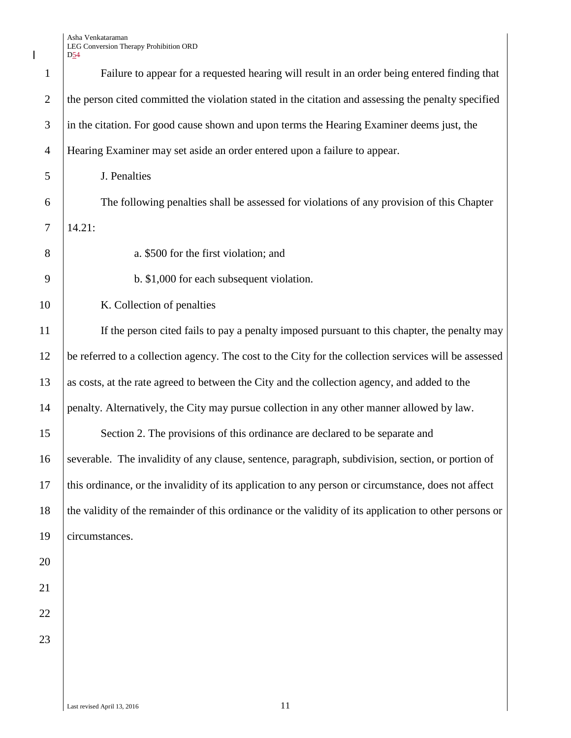Failure to appear for a requested hearing will result in an order being entered finding that the person cited committed the violation stated in the citation and assessing the penalty specified in the citation. For good cause shown and upon terms the Hearing Examiner deems just, the Hearing Examiner may set aside an order entered upon a failure to appear.

J. Penalties

The following penalties shall be assessed for violations of any provision of this Chapter 14.21:

a. $500 for the first violation; and

b. $1,000 for each subsequent violation.

K. Collection of penalties

If the person cited fails to pay a penalty imposed pursuant to this chapter, the penalty may be referred to a collection agency. The cost to the City for the collection services will be assessed as costs, at the rate agreed to between the City and the collection agency, and added to the penalty. Alternatively, the City may pursue collection in any other manner allowed by law.

Section 2. The provisions of this ordinance are declared to be separate and severable. The invalidity of any clause, sentence, paragraph, subdivision, section, or portion of this ordinance, or the invalidity of its application to any person or circumstance, does not affect the validity of the remainder of this ordinance or the validity of its application to other persons or circumstances.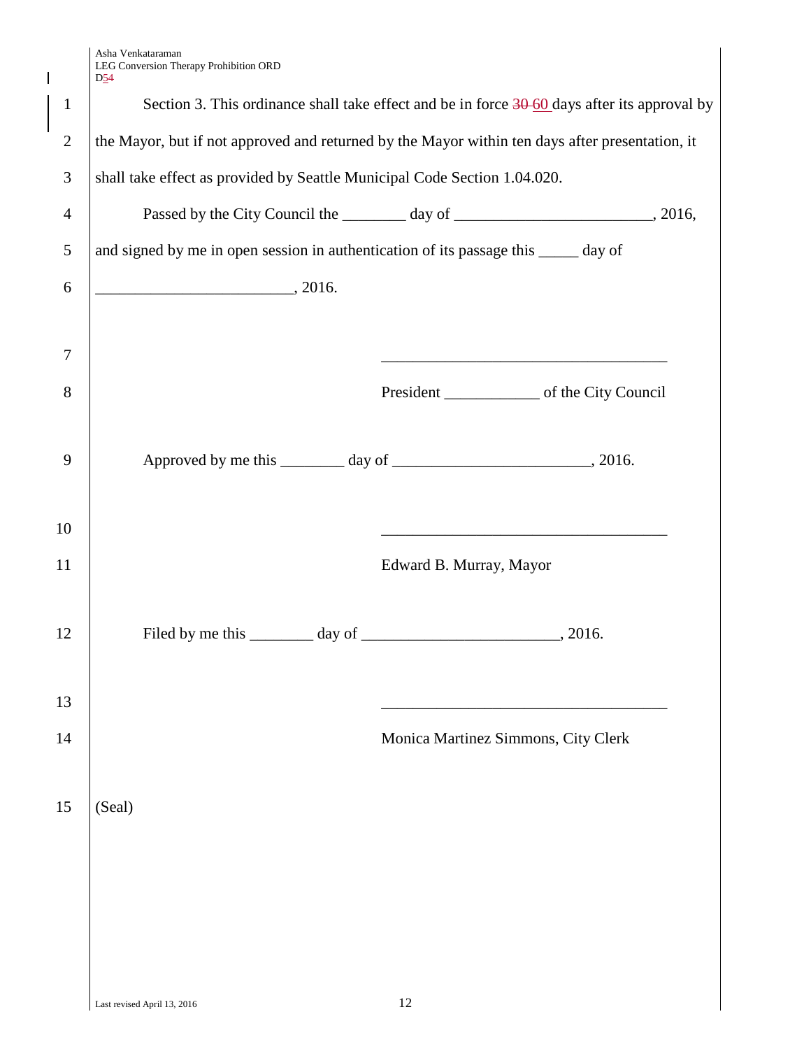Section 3. This ordinance shall take effect and be in force ~~30~~ 60 days after its approval by the Mayor, but if not approved and returned by the Mayor within ten days after presentation, it shall take effect as provided by Seattle Municipal Code Section 1.04.020.

Passed by the City Council the ________ day of _________________________, 2016, and signed by me in open session in authentication of its passage this _____ day of _________________________, 2016.

____________________________________

President ____________ of the City Council

Approved by me this ________ day of _________________________, 2016.

____________________________________

Edward B. Murray, Mayor

Filed by me this ________ day of _________________________, 2016.

____________________________________

Monica Martinez Simmons, City Clerk

(Seal)